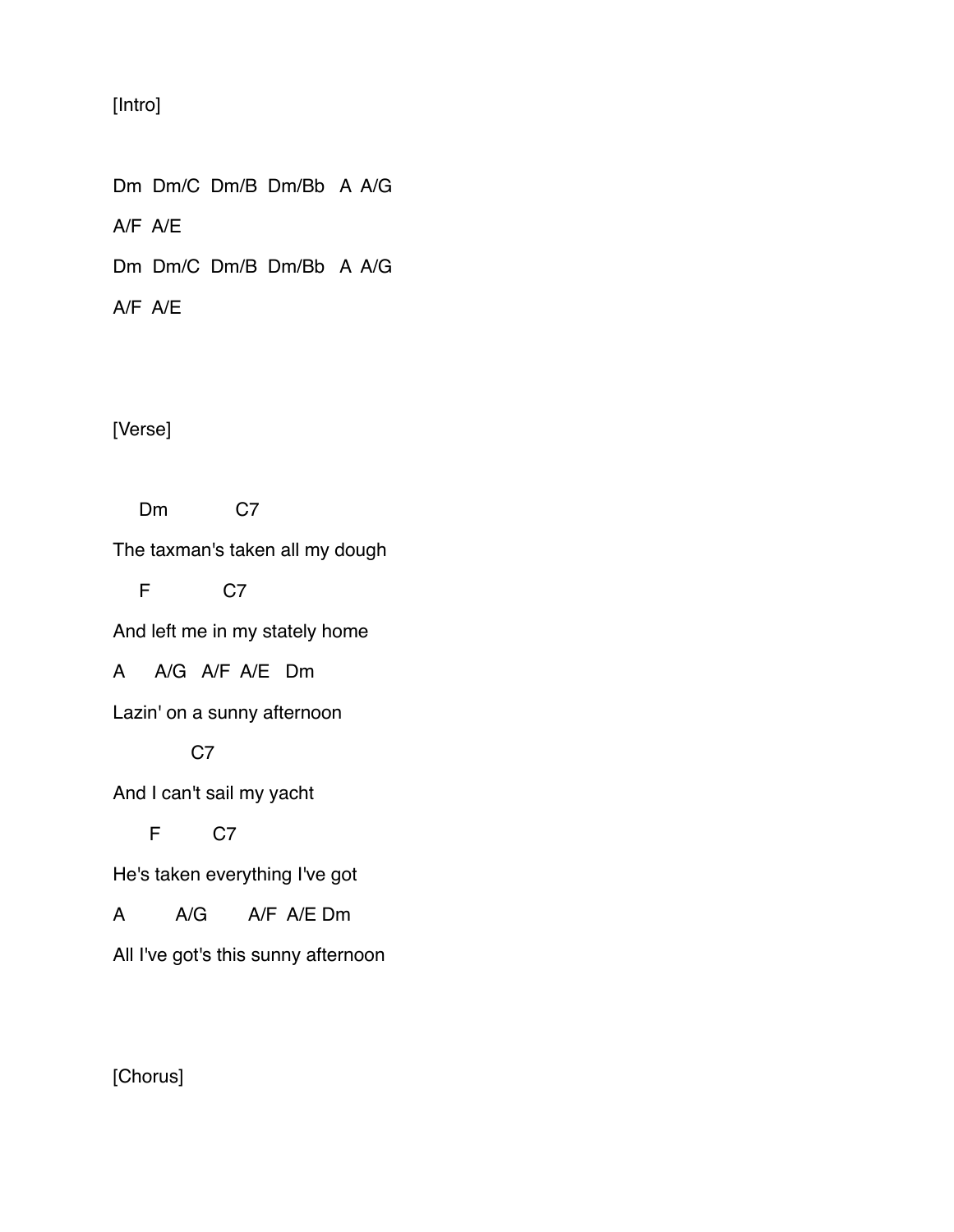[Intro]

```
Dm  Dm/C  Dm/B  Dm/Bb   A  A/G
A/F  A/E
Dm  Dm/C  Dm/B  Dm/Bb   A  A/G
A/F  A/E
```

[Verse]

```
    Dm            C7
The taxman's taken all my dough
    F             C7
And left me in my stately home
A     A/G   A/F  A/E   Dm
Lazin' on a sunny afternoon
              C7
And I can't sail my yacht
      F         C7
He's taken everything I've got
A         A/G       A/F  A/E Dm
All I've got's this sunny afternoon
```

[Chorus]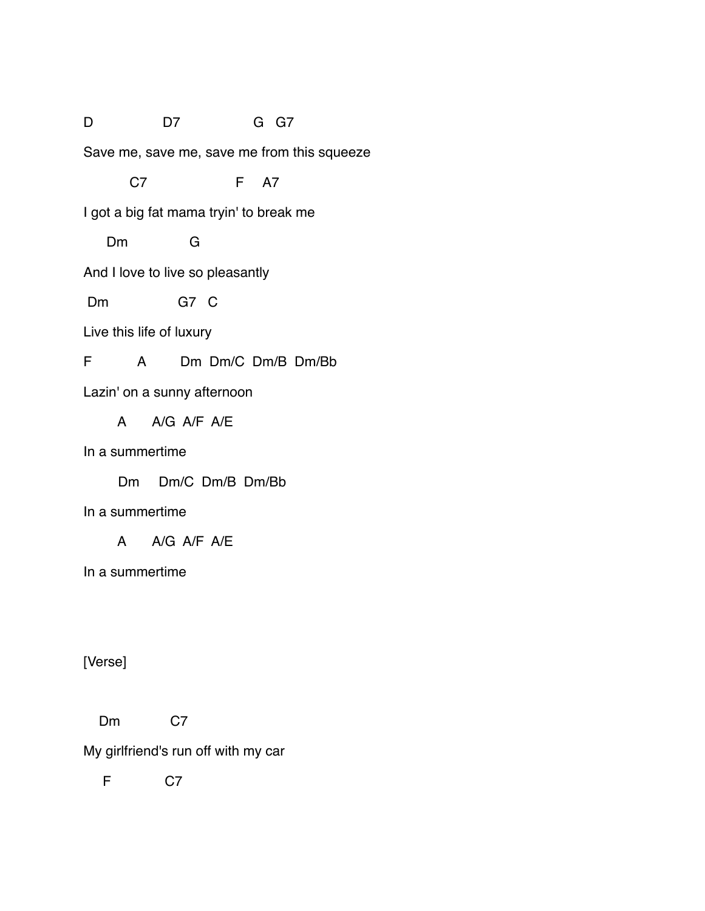```
D                D7                G   G7
Save me, save me, save me from this squeeze
          C7                   F    A7
I got a big fat mama tryin' to break me
    Dm              G
And I love to live so pleasantly
 Dm                G7   C
Live this life of luxury
F          A        Dm  Dm/C  Dm/B  Dm/Bb
Lazin' on a sunny afternoon
       A      A/G  A/F  A/E
In a summertime
       Dm     Dm/C  Dm/B  Dm/Bb
In a summertime
       A      A/G  A/F  A/E
In a summertime
```

[Verse]

```
   Dm           C7
My girlfriend's run off with my car
    F           C7
```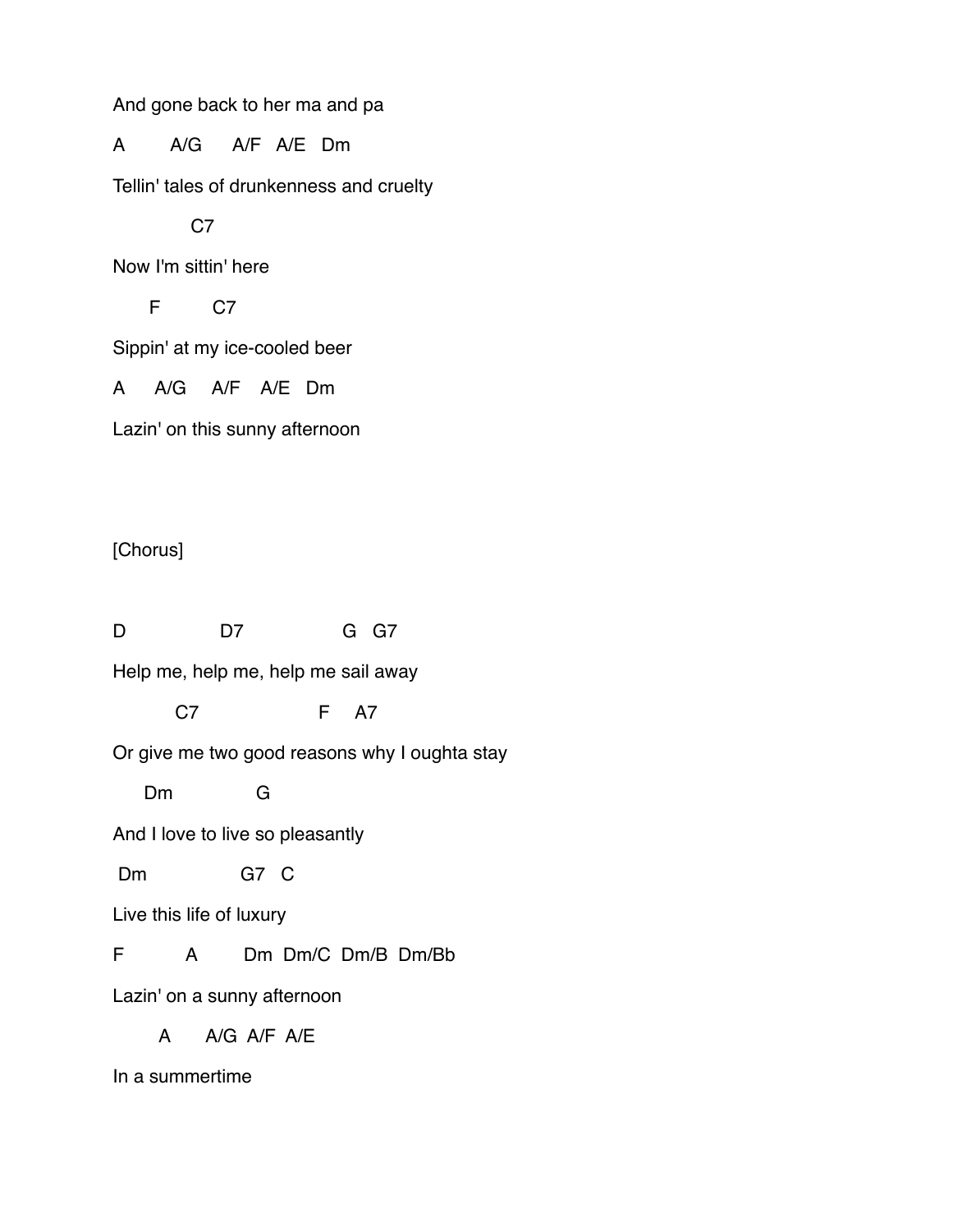```
And gone back to her ma and pa

A        A/G      A/F   A/E   Dm

Tellin' tales of drunkenness and cruelty

             C7

Now I'm sittin' here

      F         C7

Sippin' at my ice-cooled beer

A     A/G     A/F    A/E   Dm

Lazin' on this sunny afternoon



[Chorus]


D                D7                 G   G7

Help me, help me, help me sail away

          C7                     F     A7

Or give me two good reasons why I oughta stay

     Dm              G

And I love to live so pleasantly

 Dm                G7   C

Live this life of luxury

F          A        Dm  Dm/C  Dm/B  Dm/Bb

Lazin' on a sunny afternoon

        A      A/G  A/F  A/E

In a summertime
```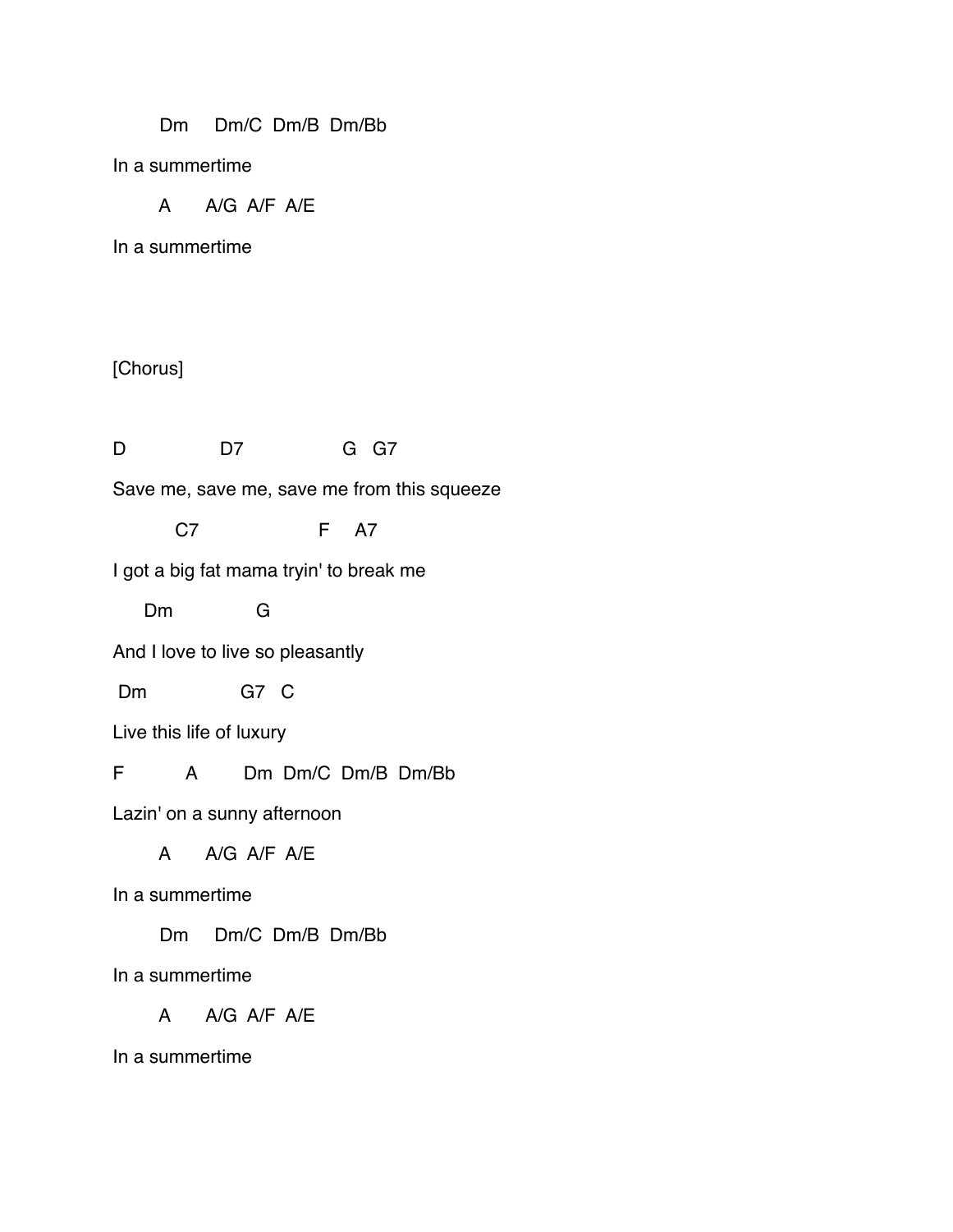```
        Dm     Dm/C  Dm/B  Dm/Bb
In a summertime
        A      A/G  A/F  A/E
In a summertime
```

[Chorus]

```
D                D7                 G   G7
Save me, save me, save me from this squeeze
           C7                   F    A7
I got a big fat mama tryin' to break me
      Dm              G
And I love to live so pleasantly
 Dm                G7   C
Live this life of luxury
F          A        Dm  Dm/C  Dm/B  Dm/Bb
Lazin' on a sunny afternoon
        A      A/G  A/F  A/E
In a summertime
        Dm     Dm/C  Dm/B  Dm/Bb
In a summertime
        A      A/G  A/F  A/E
In a summertime
```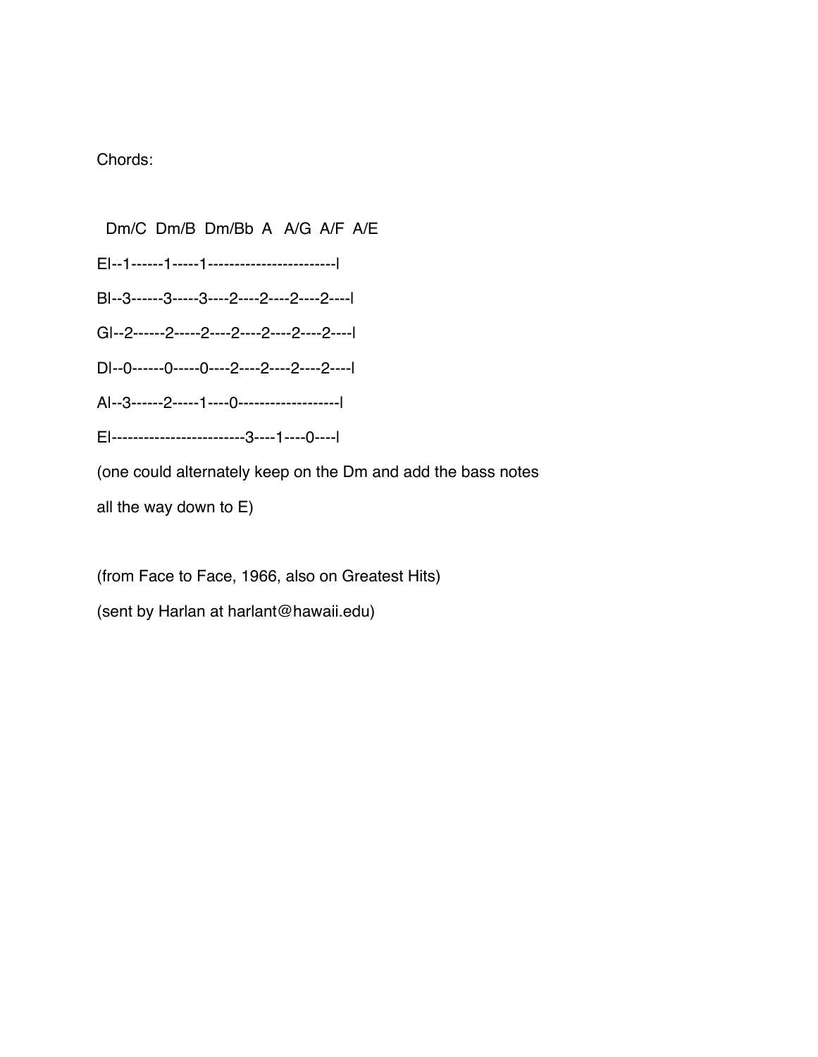Chords:

```
  Dm/C  Dm/B  Dm/Bb  A   A/G  A/F  A/E
E|--1------1-----1-----------------------|
B|--3------3-----3----2----2----2----2----|
G|--2------2-----2----2----2----2----2----|
D|--0------0-----0----2----2----2----2----|
A|--3------2-----1----0-------------------|
E|------------------------3----1----0----|
```

(one could alternately keep on the Dm and add the bass notes all the way down to E)

(from Face to Face, 1966, also on Greatest Hits)

(sent by Harlan at harlant@hawaii.edu)